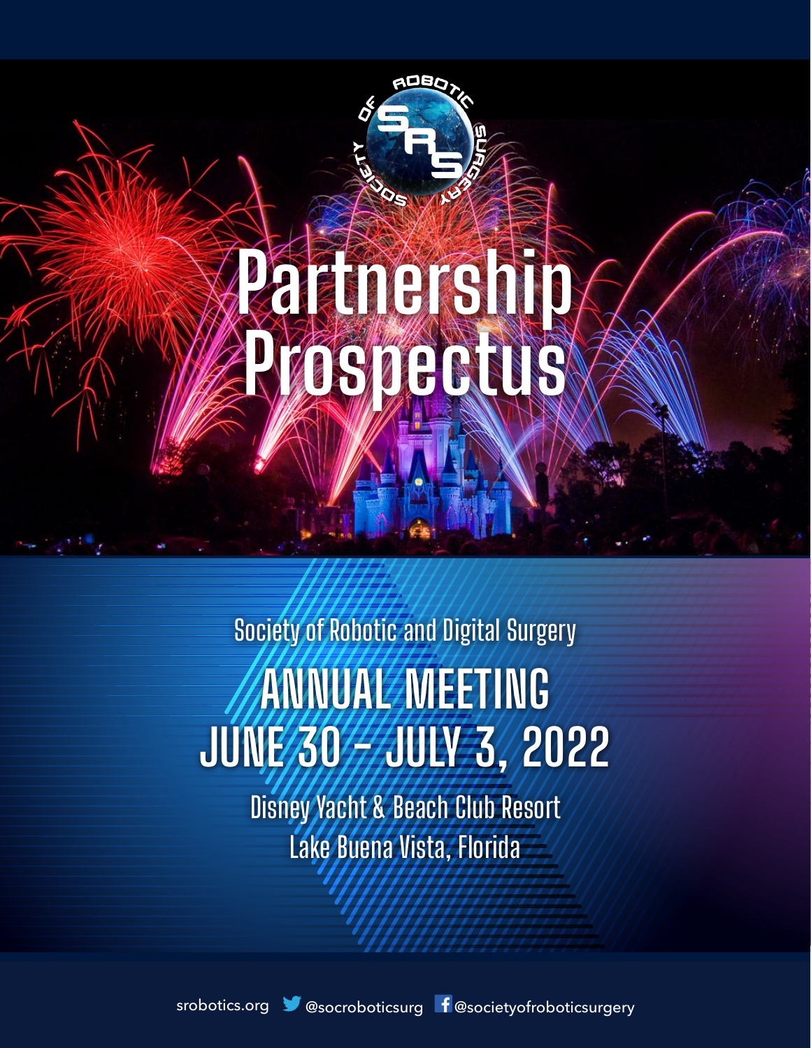# Partnership Prospectus

Society of Robotic and Digital Surgery

## ANNUAL MEETING
## JUNE 30 - JULY 3, 2022

Disney Yacht & Beach Club Resort
Lake Buena Vista, Florida

srobotics.org @socroboticsurg @societyofroboticsurgery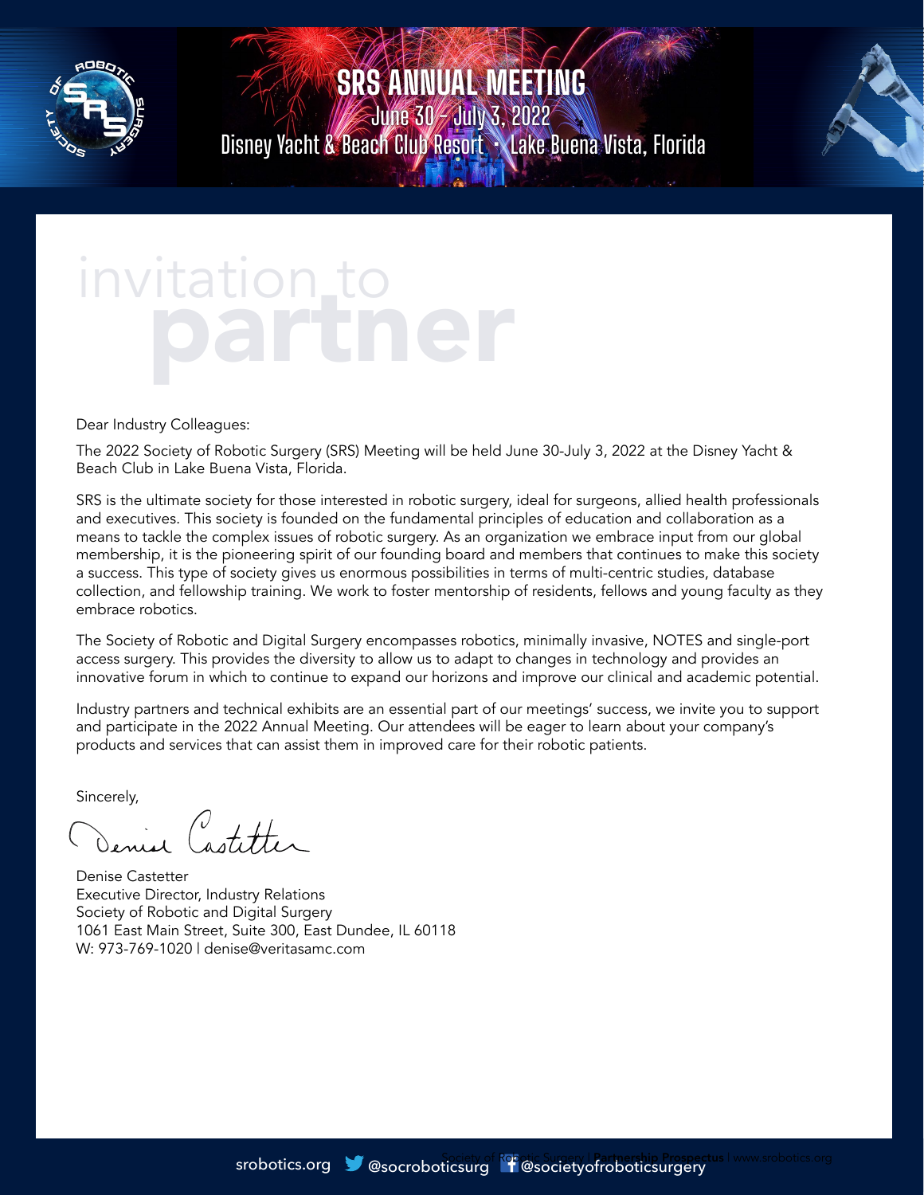# SRS ANNUAL MEETING

June 30 – July 3, 2022

Disney Yacht & Beach Club Resort • Lake Buena Vista, Florida

# invitation to partner

Dear Industry Colleagues:

The 2022 Society of Robotic Surgery (SRS) Meeting will be held June 30-July 3, 2022 at the Disney Yacht & Beach Club in Lake Buena Vista, Florida.

SRS is the ultimate society for those interested in robotic surgery, ideal for surgeons, allied health professionals and executives. This society is founded on the fundamental principles of education and collaboration as a means to tackle the complex issues of robotic surgery. As an organization we embrace input from our global membership, it is the pioneering spirit of our founding board and members that continues to make this society a success. This type of society gives us enormous possibilities in terms of multi-centric studies, database collection, and fellowship training. We work to foster mentorship of residents, fellows and young faculty as they embrace robotics.

The Society of Robotic and Digital Surgery encompasses robotics, minimally invasive, NOTES and single-port access surgery. This provides the diversity to allow us to adapt to changes in technology and provides an innovative forum in which to continue to expand our horizons and improve our clinical and academic potential.

Industry partners and technical exhibits are an essential part of our meetings' success, we invite you to support and participate in the 2022 Annual Meeting. Our attendees will be eager to learn about your company's products and services that can assist them in improved care for their robotic patients.

Sincerely,

Denise Castetter
Executive Director, Industry Relations
Society of Robotic and Digital Surgery
1061 East Main Street, Suite 300, East Dundee, IL 60118
W: 973-769-1020 | denise@veritasamc.com

srobotics.org @socroboticsurg @societyofroboticsurgery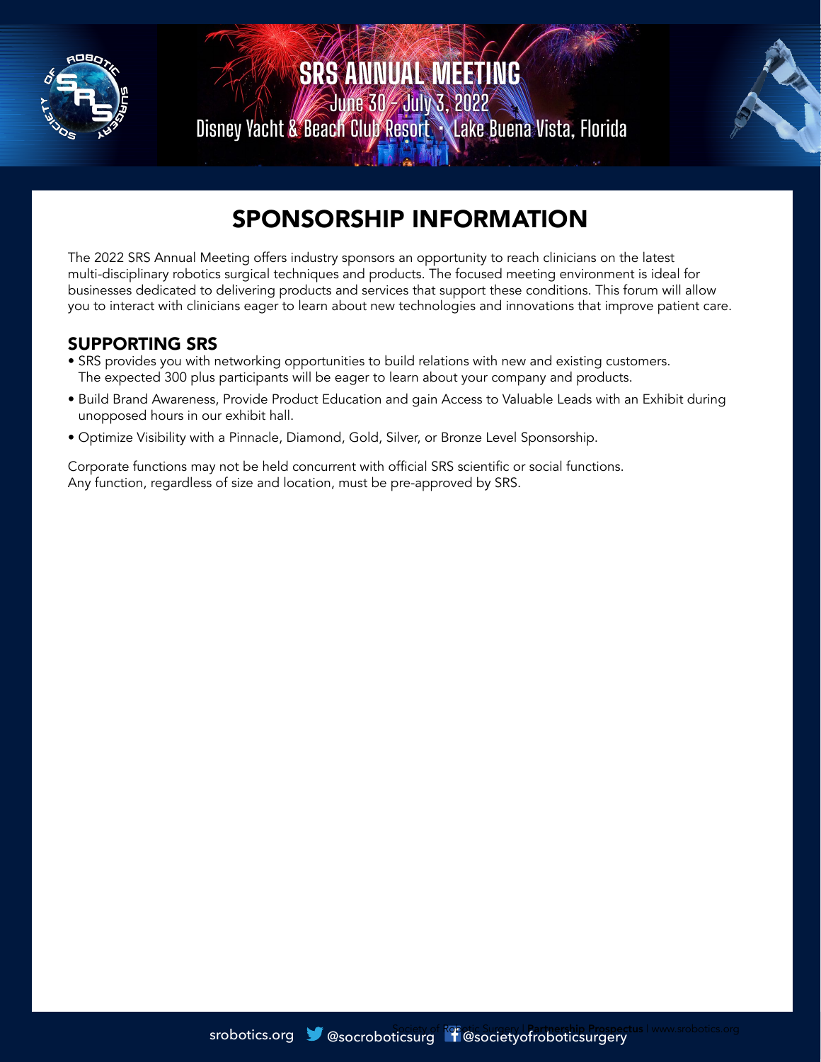# SPONSORSHIP INFORMATION

The 2022 SRS Annual Meeting offers industry sponsors an opportunity to reach clinicians on the latest multi-disciplinary robotics surgical techniques and products. The focused meeting environment is ideal for businesses dedicated to delivering products and services that support these conditions. This forum will allow you to interact with clinicians eager to learn about new technologies and innovations that improve patient care.

## SUPPORTING SRS

- SRS provides you with networking opportunities to build relations with new and existing customers. The expected 300 plus participants will be eager to learn about your company and products.
- Build Brand Awareness, Provide Product Education and gain Access to Valuable Leads with an Exhibit during unopposed hours in our exhibit hall.
- Optimize Visibility with a Pinnacle, Diamond, Gold, Silver, or Bronze Level Sponsorship.

Corporate functions may not be held concurrent with official SRS scientific or social functions. Any function, regardless of size and location, must be pre-approved by SRS.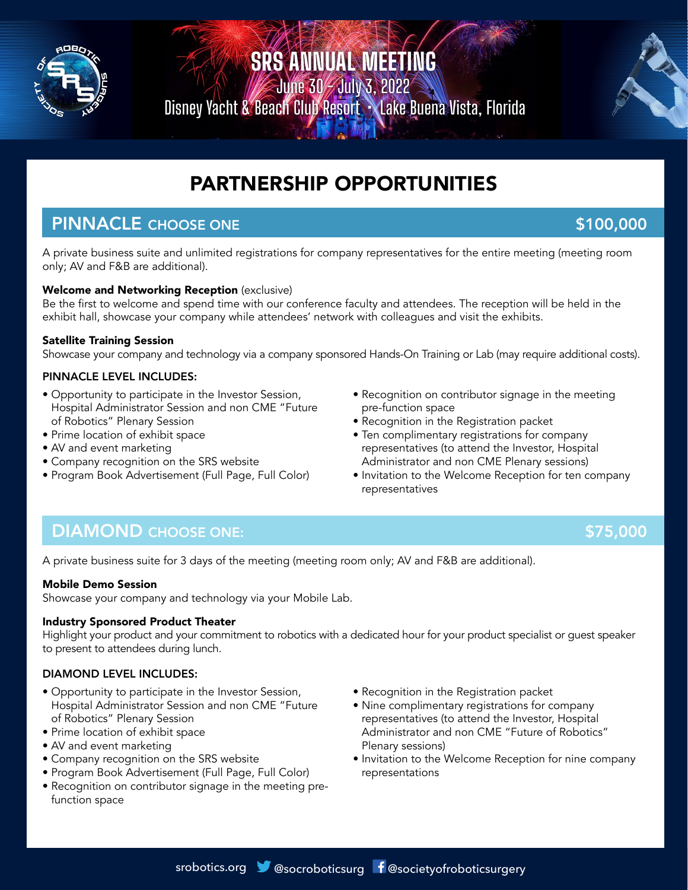# SRS ANNUAL MEETING

June 30 – July 3, 2022

Disney Yacht & Beach Club Resort • Lake Buena Vista, Florida

## PARTNERSHIP OPPORTUNITIES

### PINNACLE CHOOSE ONE — $100,000

A private business suite and unlimited registrations for company representatives for the entire meeting (meeting room only; AV and F&B are additional).

**Welcome and Networking Reception** (exclusive)
Be the first to welcome and spend time with our conference faculty and attendees. The reception will be held in the exhibit hall, showcase your company while attendees' network with colleagues and visit the exhibits.

**Satellite Training Session**
Showcase your company and technology via a company sponsored Hands-On Training or Lab (may require additional costs).

PINNACLE LEVEL INCLUDES:

- Opportunity to participate in the Investor Session, Hospital Administrator Session and non CME "Future of Robotics" Plenary Session
- Prime location of exhibit space
- AV and event marketing
- Company recognition on the SRS website
- Program Book Advertisement (Full Page, Full Color)
- Recognition on contributor signage in the meeting pre-function space
- Recognition in the Registration packet
- Ten complimentary registrations for company representatives (to attend the Investor, Hospital Administrator and non CME Plenary sessions)
- Invitation to the Welcome Reception for ten company representatives

### DIAMOND CHOOSE ONE: — $75,000

A private business suite for 3 days of the meeting (meeting room only; AV and F&B are additional).

**Mobile Demo Session**
Showcase your company and technology via your Mobile Lab.

**Industry Sponsored Product Theater**
Highlight your product and your commitment to robotics with a dedicated hour for your product specialist or guest speaker to present to attendees during lunch.

DIAMOND LEVEL INCLUDES:

- Opportunity to participate in the Investor Session, Hospital Administrator Session and non CME "Future of Robotics" Plenary Session
- Prime location of exhibit space
- AV and event marketing
- Company recognition on the SRS website
- Program Book Advertisement (Full Page, Full Color)
- Recognition on contributor signage in the meeting pre-function space
- Recognition in the Registration packet
- Nine complimentary registrations for company representatives (to attend the Investor, Hospital Administrator and non CME "Future of Robotics" Plenary sessions)
- Invitation to the Welcome Reception for nine company representations

srobotics.org @socroboticsurg @societyofroboticsurgery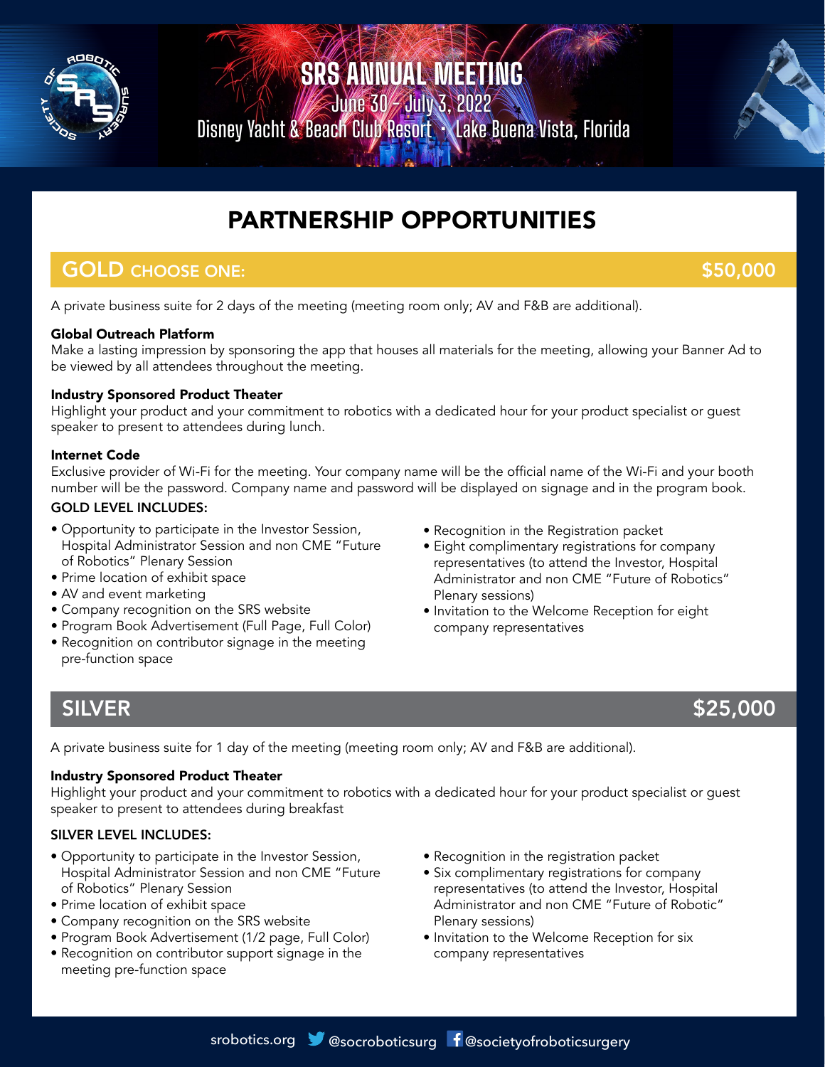# SRS ANNUAL MEETING

June 30 – July 3, 2022

Disney Yacht & Beach Club Resort • Lake Buena Vista, Florida

## PARTNERSHIP OPPORTUNITIES

## GOLD CHOOSE ONE: $50,000

A private business suite for 2 days of the meeting (meeting room only; AV and F&B are additional).

**Global Outreach Platform**
Make a lasting impression by sponsoring the app that houses all materials for the meeting, allowing your Banner Ad to be viewed by all attendees throughout the meeting.

**Industry Sponsored Product Theater**
Highlight your product and your commitment to robotics with a dedicated hour for your product specialist or guest speaker to present to attendees during lunch.

**Internet Code**
Exclusive provider of Wi-Fi for the meeting. Your company name will be the official name of the Wi-Fi and your booth number will be the password. Company name and password will be displayed on signage and in the program book.

### GOLD LEVEL INCLUDES:

- Opportunity to participate in the Investor Session, Hospital Administrator Session and non CME "Future of Robotics" Plenary Session
- Prime location of exhibit space
- AV and event marketing
- Company recognition on the SRS website
- Program Book Advertisement (Full Page, Full Color)
- Recognition on contributor signage in the meeting pre-function space
- Recognition in the Registration packet
- Eight complimentary registrations for company representatives (to attend the Investor, Hospital Administrator and non CME "Future of Robotics" Plenary sessions)
- Invitation to the Welcome Reception for eight company representatives

## SILVER $25,000

A private business suite for 1 day of the meeting (meeting room only; AV and F&B are additional).

**Industry Sponsored Product Theater**
Highlight your product and your commitment to robotics with a dedicated hour for your product specialist or guest speaker to present to attendees during breakfast

### SILVER LEVEL INCLUDES:

- Opportunity to participate in the Investor Session, Hospital Administrator Session and non CME "Future of Robotics" Plenary Session
- Prime location of exhibit space
- Company recognition on the SRS website
- Program Book Advertisement (1/2 page, Full Color)
- Recognition on contributor support signage in the meeting pre-function space
- Recognition in the registration packet
- Six complimentary registrations for company representatives (to attend the Investor, Hospital Administrator and non CME "Future of Robotic" Plenary sessions)
- Invitation to the Welcome Reception for six company representatives

srobotics.org @socroboticsurg @societyofroboticsurgery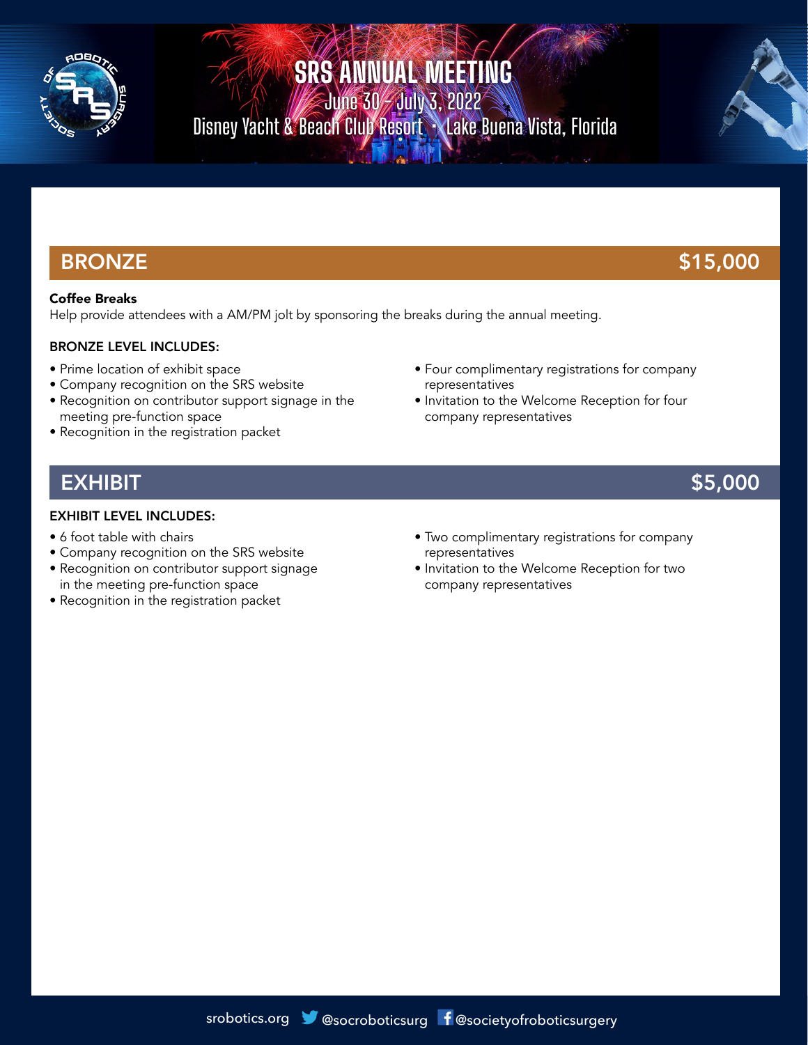# SRS ANNUAL MEETING

June 30 – July 3, 2022

Disney Yacht & Beach Club Resort • Lake Buena Vista, Florida

## BRONZE — $15,000

**Coffee Breaks**

Help provide attendees with a AM/PM jolt by sponsoring the breaks during the annual meeting.

BRONZE LEVEL INCLUDES:

- Prime location of exhibit space
- Company recognition on the SRS website
- Recognition on contributor support signage in the meeting pre-function space
- Recognition in the registration packet
- Four complimentary registrations for company representatives
- Invitation to the Welcome Reception for four company representatives

## EXHIBIT — $5,000

EXHIBIT LEVEL INCLUDES:

- 6 foot table with chairs
- Company recognition on the SRS website
- Recognition on contributor support signage in the meeting pre-function space
- Recognition in the registration packet
- Two complimentary registrations for company representatives
- Invitation to the Welcome Reception for two company representatives

srobotics.org @socroboticsurg @societyofroboticsurgery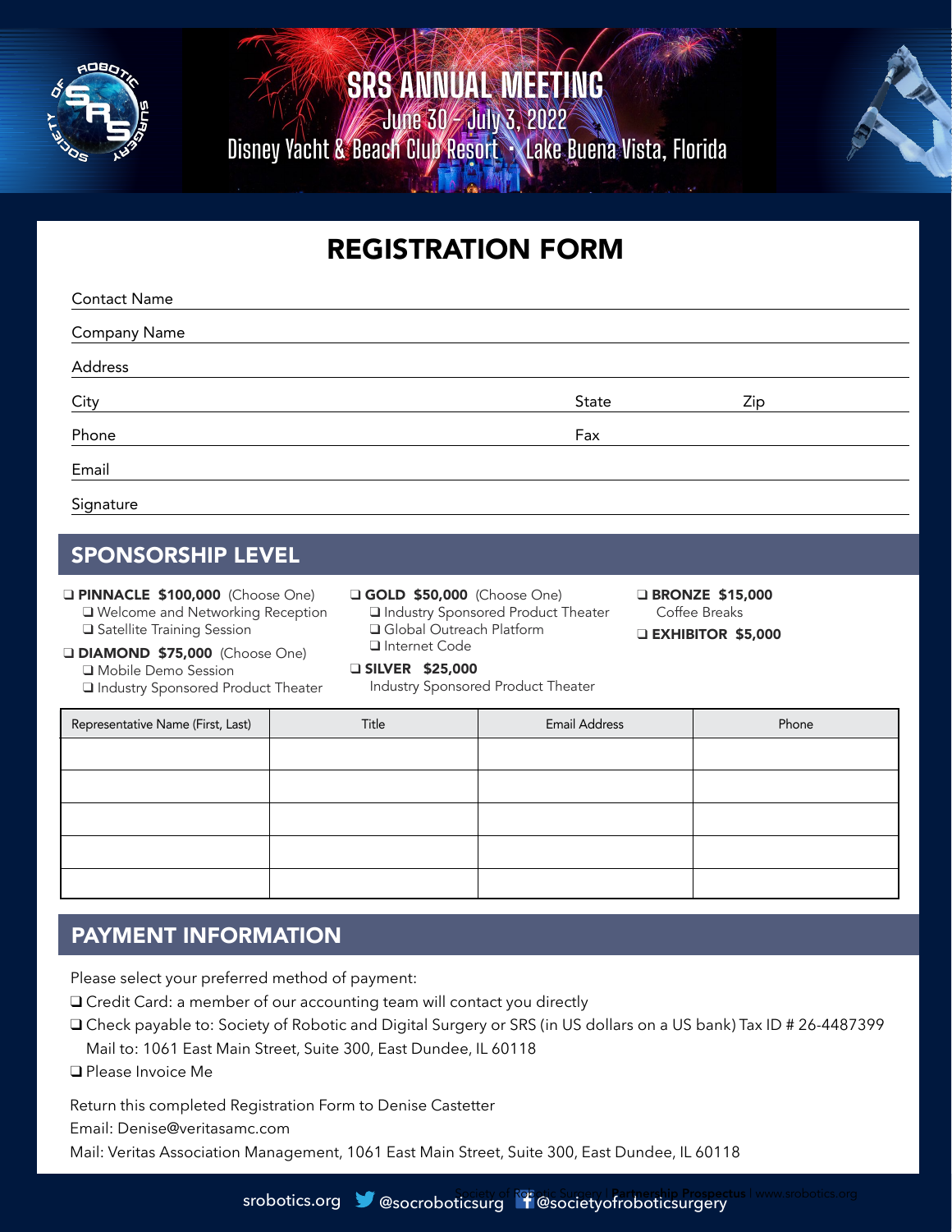# SRS ANNUAL MEETING

June 30 – July 3, 2022

Disney Yacht & Beach Club Resort • Lake Buena Vista, Florida

## REGISTRATION FORM

Contact Name

Company Name

Address

City State Zip

Phone Fax

Email

Signature

## SPONSORSHIP LEVEL

❑ **PINNACLE $100,000** (Choose One)
- ❑ Welcome and Networking Reception
- ❑ Satellite Training Session

❑ **DIAMOND $75,000** (Choose One)
- ❑ Mobile Demo Session
- ❑ Industry Sponsored Product Theater

❑ **GOLD $50,000** (Choose One)
- ❑ Industry Sponsored Product Theater
- ❑ Global Outreach Platform
- ❑ Internet Code

❑ **SILVER $25,000**
Industry Sponsored Product Theater

❑ **BRONZE $15,000**
Coffee Breaks

❑ **EXHIBITOR $5,000**

| Representative Name (First, Last) | Title | Email Address | Phone |
|---|---|---|---|
| | | | |
| | | | |
| | | | |
| | | | |
| | | | |

## PAYMENT INFORMATION

Please select your preferred method of payment:

❑ Credit Card: a member of our accounting team will contact you directly

❑ Check payable to: Society of Robotic and Digital Surgery or SRS (in US dollars on a US bank) Tax ID # 26-4487399
Mail to: 1061 East Main Street, Suite 300, East Dundee, IL 60118

❑ Please Invoice Me

Return this completed Registration Form to Denise Castetter

Email: Denise@veritasamc.com

Mail: Veritas Association Management, 1061 East Main Street, Suite 300, East Dundee, IL 60118

srobotics.org @socroboticsurg @societyofroboticsurgery